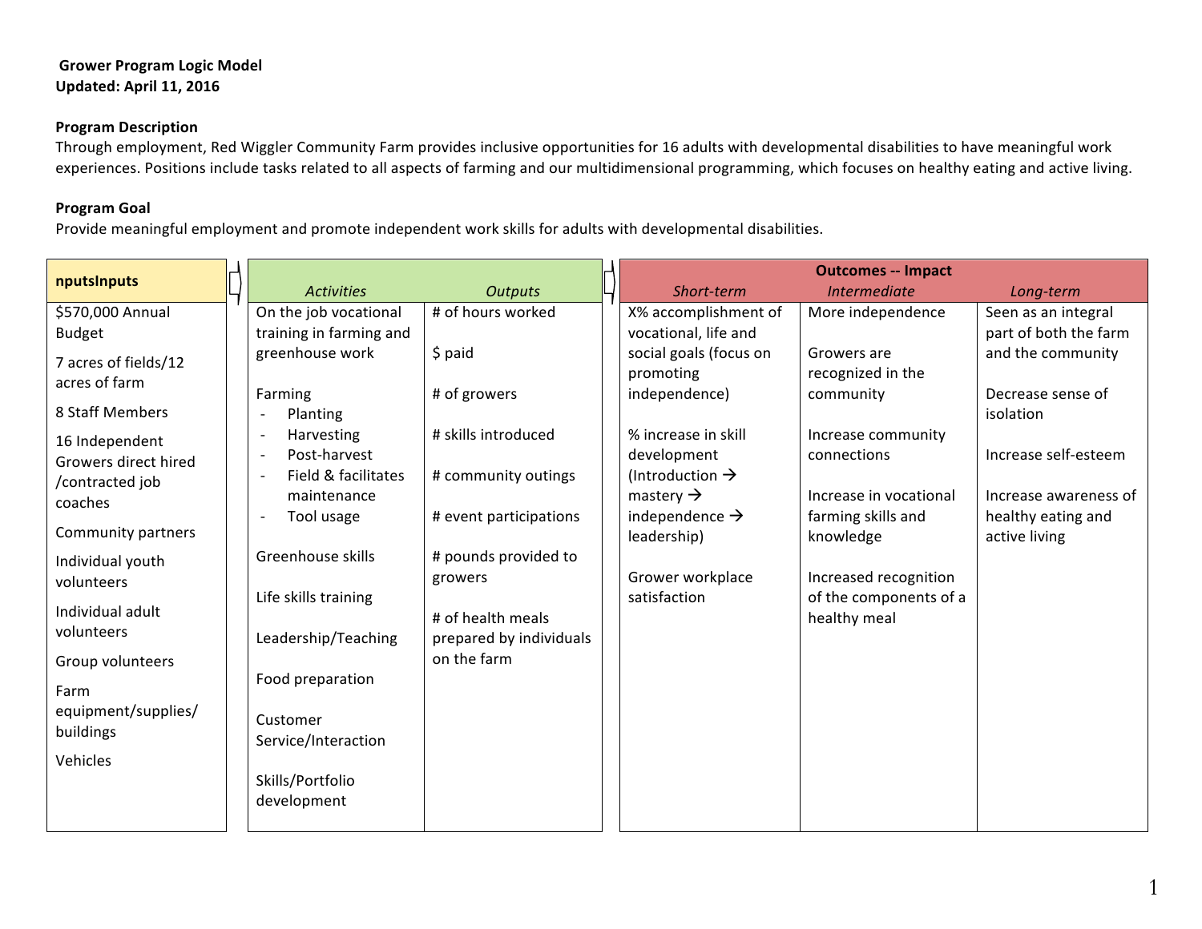**Grower Program Logic Model**
**Updated: April 11, 2016**

**Program Description**

Through employment, Red Wiggler Community Farm provides inclusive opportunities for 16 adults with developmental disabilities to have meaningful work experiences. Positions include tasks related to all aspects of farming and our multidimensional programming, which focuses on healthy eating and active living.

**Program Goal**

Provide meaningful employment and promote independent work skills for adults with developmental disabilities.

| nputsInputs | *Activities* | *Outputs* | **Outcomes -- Impact** *Short-term* | *Intermediate* | *Long-term* |
|---|---|---|---|---|---|
| $570,000 Annual Budget<br><br>7 acres of fields/12 acres of farm<br><br>8 Staff Members<br><br>16 Independent Growers direct hired /contracted job coaches<br><br>Community partners<br><br>Individual youth volunteers<br><br>Individual adult volunteers<br><br>Group volunteers<br><br>Farm equipment/supplies/ buildings<br><br>Vehicles | On the job vocational training in farming and greenhouse work<br><br>Farming<br>- Planting<br>- Harvesting<br>- Post-harvest<br>- Field & facilitates maintenance<br>- Tool usage<br><br>Greenhouse skills<br><br>Life skills training<br><br>Leadership/Teaching<br><br>Food preparation<br><br>Customer Service/Interaction<br><br>Skills/Portfolio development | # of hours worked<br><br>$ paid<br><br># of growers<br><br># skills introduced<br><br># community outings<br><br># event participations<br><br># pounds provided to growers<br><br># of health meals prepared by individuals on the farm | X% accomplishment of vocational, life and social goals (focus on promoting independence)<br><br>% increase in skill development (Introduction → mastery → independence → leadership)<br><br>Grower workplace satisfaction | More independence<br><br>Growers are recognized in the community<br><br>Increase community connections<br><br>Increase in vocational farming skills and knowledge<br><br>Increased recognition of the components of a healthy meal | Seen as an integral part of both the farm and the community<br><br>Decrease sense of isolation<br><br>Increase self-esteem<br><br>Increase awareness of healthy eating and active living |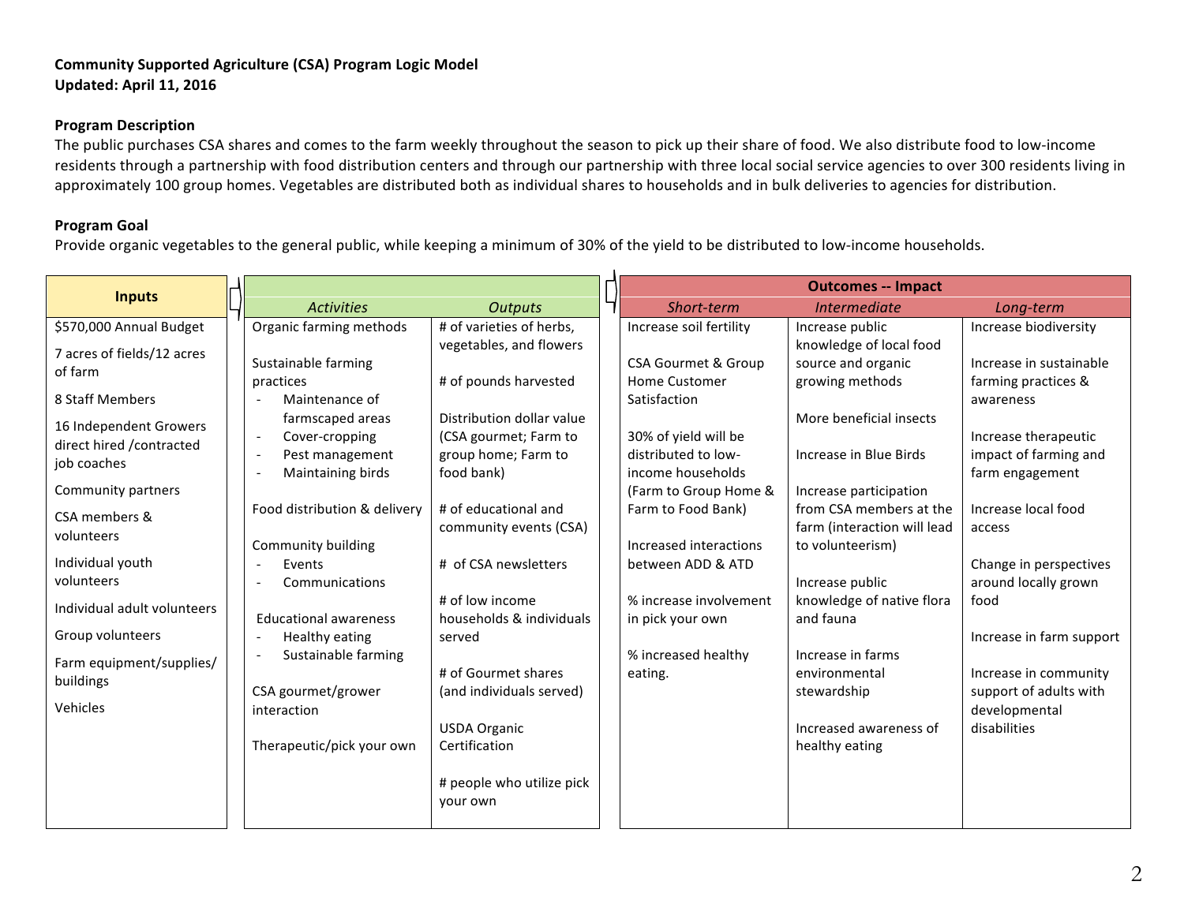**Community Supported Agriculture (CSA) Program Logic Model**
**Updated: April 11, 2016**

**Program Description**

The public purchases CSA shares and comes to the farm weekly throughout the season to pick up their share of food. We also distribute food to low-income residents through a partnership with food distribution centers and through our partnership with three local social service agencies to over 300 residents living in approximately 100 group homes. Vegetables are distributed both as individual shares to households and in bulk deliveries to agencies for distribution.

**Program Goal**

Provide organic vegetables to the general public, while keeping a minimum of 30% of the yield to be distributed to low-income households.

| Inputs | | | Outcomes -- Impact | | |
|---|---|---|---|---|---|
| | *Activities* | *Outputs* | *Short-term* | *Intermediate* | *Long-term* |
| \$570,000 Annual Budget<br><br>7 acres of fields/12 acres of farm<br><br>8 Staff Members<br><br>16 Independent Growers direct hired /contracted job coaches<br><br>Community partners<br><br>CSA members & volunteers<br><br>Individual youth volunteers<br><br>Individual adult volunteers<br><br>Group volunteers<br><br>Farm equipment/supplies/ buildings<br><br>Vehicles | Organic farming methods<br><br>Sustainable farming practices<br>- Maintenance of farmscaped areas<br>- Cover-cropping<br>- Pest management<br>- Maintaining birds<br><br>Food distribution & delivery<br><br>Community building<br>- Events<br>- Communications<br><br>Educational awareness<br>- Healthy eating<br>- Sustainable farming<br><br>CSA gourmet/grower interaction<br><br>Therapeutic/pick your own | # of varieties of herbs, vegetables, and flowers<br><br># of pounds harvested<br><br>Distribution dollar value (CSA gourmet; Farm to group home; Farm to food bank)<br><br># of educational and community events (CSA)<br><br># of CSA newsletters<br><br># of low income households & individuals served<br><br># of Gourmet shares (and individuals served)<br><br>USDA Organic Certification<br><br># people who utilize pick your own | Increase soil fertility<br><br>CSA Gourmet & Group Home Customer Satisfaction<br><br>30% of yield will be distributed to low-income households (Farm to Group Home & Farm to Food Bank)<br><br>Increased interactions between ADD & ATD<br><br>% increase involvement in pick your own<br><br>% increased healthy eating. | Increase public knowledge of local food source and organic growing methods<br><br>More beneficial insects<br><br>Increase in Blue Birds<br><br>Increase participation from CSA members at the farm (interaction will lead to volunteerism)<br><br>Increase public knowledge of native flora and fauna<br><br>Increase in farms environmental stewardship<br><br>Increased awareness of healthy eating | Increase biodiversity<br><br>Increase in sustainable farming practices & awareness<br><br>Increase therapeutic impact of farming and farm engagement<br><br>Increase local food access<br><br>Change in perspectives around locally grown food<br><br>Increase in farm support<br><br>Increase in community support of adults with developmental disabilities |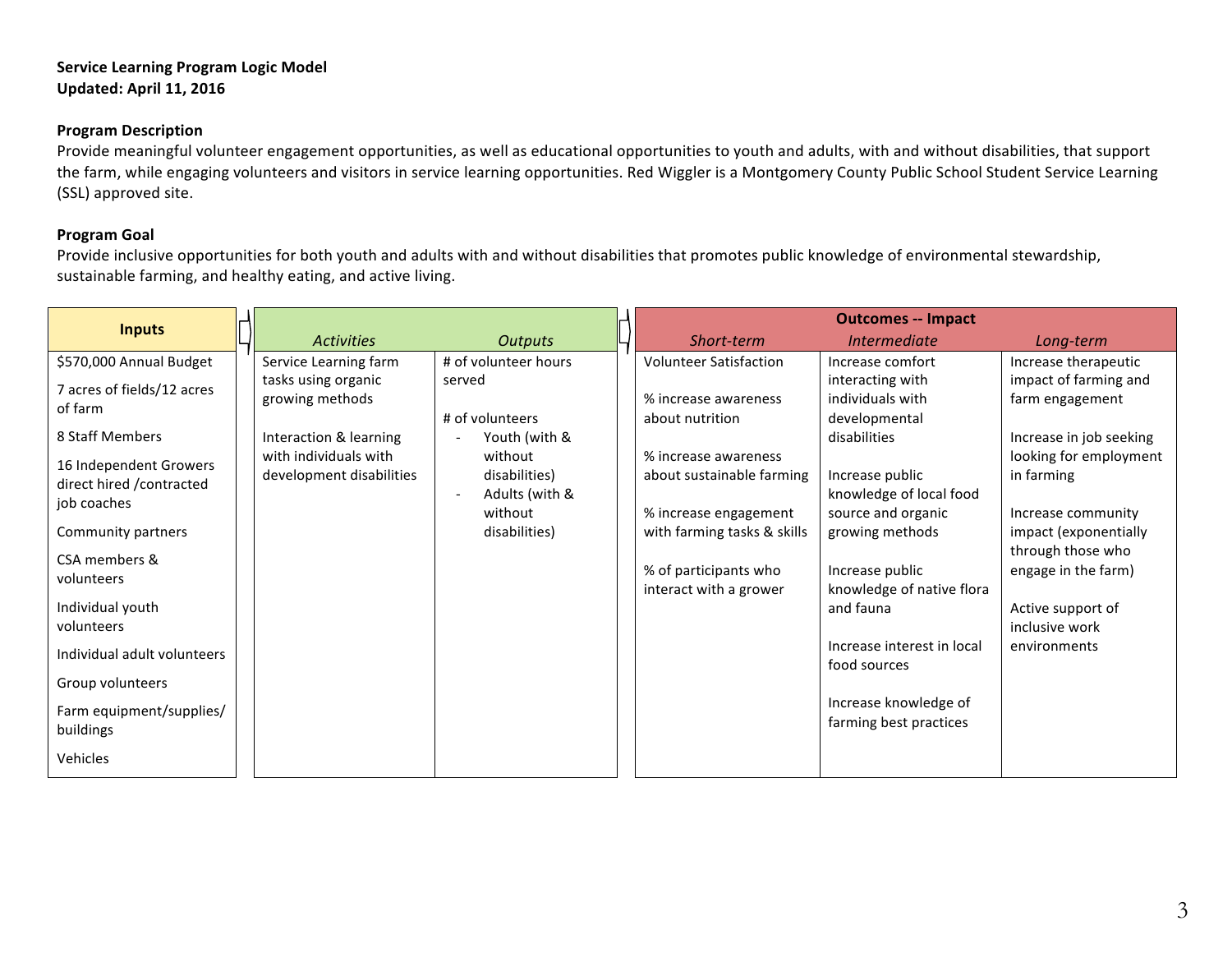**Service Learning Program Logic Model**
**Updated: April 11, 2016**

**Program Description**
Provide meaningful volunteer engagement opportunities, as well as educational opportunities to youth and adults, with and without disabilities, that support the farm, while engaging volunteers and visitors in service learning opportunities. Red Wiggler is a Montgomery County Public School Student Service Learning (SSL) approved site.

**Program Goal**
Provide inclusive opportunities for both youth and adults with and without disabilities that promotes public knowledge of environmental stewardship, sustainable farming, and healthy eating, and active living.

| **Inputs** | | | **Outcomes -- Impact** | | |
|---|---|---|---|---|---|
| | *Activities* | *Outputs* | *Short-term* | *Intermediate* | *Long-term* |
| $570,000 Annual Budget<br><br>7 acres of fields/12 acres of farm<br><br>8 Staff Members<br><br>16 Independent Growers direct hired /contracted job coaches<br><br>Community partners<br><br>CSA members & volunteers<br><br>Individual youth volunteers<br><br>Individual adult volunteers<br><br>Group volunteers<br><br>Farm equipment/supplies/ buildings<br><br>Vehicles | Service Learning farm tasks using organic growing methods<br><br>Interaction & learning with individuals with development disabilities | # of volunteer hours served<br><br># of volunteers<br>- Youth (with & without disabilities)<br>- Adults (with & without disabilities) | Volunteer Satisfaction<br><br>% increase awareness about nutrition<br><br>% increase awareness about sustainable farming<br><br>% increase engagement with farming tasks & skills<br><br>% of participants who interact with a grower | Increase comfort interacting with individuals with developmental disabilities<br><br>Increase public knowledge of local food source and organic growing methods<br><br>Increase public knowledge of native flora and fauna<br><br>Increase interest in local food sources<br><br>Increase knowledge of farming best practices | Increase therapeutic impact of farming and farm engagement<br><br>Increase in job seeking looking for employment in farming<br><br>Increase community impact (exponentially through those who engage in the farm)<br><br>Active support of inclusive work environments |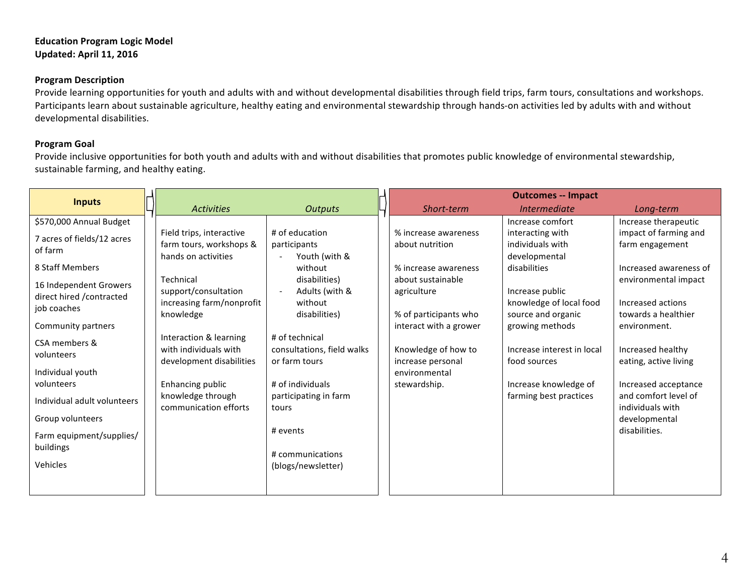**Education Program Logic Model**
**Updated: April 11, 2016**

**Program Description**

Provide learning opportunities for youth and adults with and without developmental disabilities through field trips, farm tours, consultations and workshops. Participants learn about sustainable agriculture, healthy eating and environmental stewardship through hands-on activities led by adults with and without developmental disabilities.

**Program Goal**

Provide inclusive opportunities for both youth and adults with and without disabilities that promotes public knowledge of environmental stewardship, sustainable farming, and healthy eating.

| Inputs | Activities | Outputs | Outcomes -- Impact | | |
|---|---|---|---|---|---|
| | | | *Short-term* | *Intermediate* | *Long-term* |
| $570,000 Annual Budget<br><br>7 acres of fields/12 acres of farm<br><br>8 Staff Members<br><br>16 Independent Growers direct hired /contracted job coaches<br><br>Community partners<br><br>CSA members & volunteers<br><br>Individual youth volunteers<br><br>Individual adult volunteers<br><br>Group volunteers<br><br>Farm equipment/supplies/ buildings<br><br>Vehicles | Field trips, interactive farm tours, workshops & hands on activities<br><br>Technical support/consultation increasing farm/nonprofit knowledge<br><br>Interaction & learning with individuals with development disabilities<br><br>Enhancing public knowledge through communication efforts | # of education participants<br>- Youth (with & without disabilities)<br>- Adults (with & without disabilities)<br><br># of technical consultations, field walks or farm tours<br><br># of individuals participating in farm tours<br><br># events<br><br># communications (blogs/newsletter) | % increase awareness about nutrition<br><br>% increase awareness about sustainable agriculture<br><br>% of participants who interact with a grower<br><br>Knowledge of how to increase personal environmental stewardship. | Increase comfort interacting with individuals with developmental disabilities<br><br>Increase public knowledge of local food source and organic growing methods<br><br>Increase interest in local food sources<br><br>Increase knowledge of farming best practices | Increase therapeutic impact of farming and farm engagement<br><br>Increased awareness of environmental impact<br><br>Increased actions towards a healthier environment.<br><br>Increased healthy eating, active living<br><br>Increased acceptance and comfort level of individuals with developmental disabilities. |